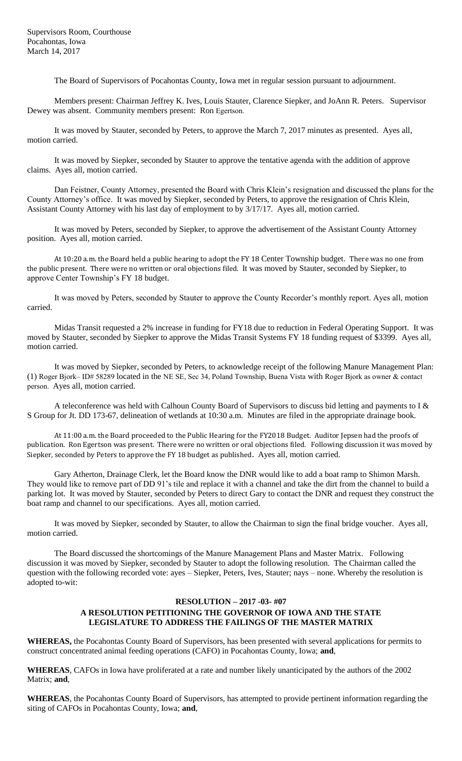Supervisors Room, Courthouse
Pocahontas, Iowa
March 14, 2017

The Board of Supervisors of Pocahontas County, Iowa met in regular session pursuant to adjournment.

Members present: Chairman Jeffrey K. Ives, Louis Stauter, Clarence Siepker, and JoAnn R. Peters. Supervisor Dewey was absent. Community members present: Ron Egertson.

It was moved by Stauter, seconded by Peters, to approve the March 7, 2017 minutes as presented. Ayes all, motion carried.

It was moved by Siepker, seconded by Stauter to approve the tentative agenda with the addition of approve claims. Ayes all, motion carried.

Dan Feistner, County Attorney, presented the Board with Chris Klein's resignation and discussed the plans for the County Attorney's office. It was moved by Siepker, seconded by Peters, to approve the resignation of Chris Klein, Assistant County Attorney with his last day of employment to by 3/17/17. Ayes all, motion carried.

It was moved by Peters, seconded by Siepker, to approve the advertisement of the Assistant County Attorney position. Ayes all, motion carried.

At 10:20 a.m. the Board held a public hearing to adopt the FY 18 Center Township budget. There was no one from the public present. There were no written or oral objections filed. It was moved by Stauter, seconded by Siepker, to approve Center Township's FY 18 budget.

It was moved by Peters, seconded by Stauter to approve the County Recorder's monthly report. Ayes all, motion carried.

Midas Transit requested a 2% increase in funding for FY18 due to reduction in Federal Operating Support. It was moved by Stauter, seconded by Siepker to approve the Midas Transit Systems FY 18 funding request of $3399. Ayes all, motion carried.

It was moved by Siepker, seconded by Peters, to acknowledge receipt of the following Manure Management Plan: (1) Roger Bjork– ID# 58289 located in the NE SE, Sec 34, Poland Township, Buena Vista with Roger Bjork as owner & contact person. Ayes all, motion carried.

A teleconference was held with Calhoun County Board of Supervisors to discuss bid letting and payments to I & S Group for Jt. DD 173-67, delineation of wetlands at 10:30 a.m. Minutes are filed in the appropriate drainage book.

At 11:00 a.m. the Board proceeded to the Public Hearing for the FY2018 Budget. Auditor Jepsen had the proofs of publication. Ron Egertson was present. There were no written or oral objections filed. Following discussion it was moved by Siepker, seconded by Peters to approve the FY 18 budget as published. Ayes all, motion carried.

Gary Atherton, Drainage Clerk, let the Board know the DNR would like to add a boat ramp to Shimon Marsh. They would like to remove part of DD 91's tile and replace it with a channel and take the dirt from the channel to build a parking lot. It was moved by Stauter, seconded by Peters to direct Gary to contact the DNR and request they construct the boat ramp and channel to our specifications. Ayes all, motion carried.

It was moved by Siepker, seconded by Stauter, to allow the Chairman to sign the final bridge voucher. Ayes all, motion carried.

The Board discussed the shortcomings of the Manure Management Plans and Master Matrix. Following discussion it was moved by Siepker, seconded by Stauter to adopt the following resolution. The Chairman called the question with the following recorded vote: ayes – Siepker, Peters, Ives, Stauter; nays – none. Whereby the resolution is adopted to-wit:

**RESOLUTION – 2017 -03- #07**
**A RESOLUTION PETITIONING THE GOVERNOR OF IOWA AND THE STATE LEGISLATURE TO ADDRESS THE FAILINGS OF THE MASTER MATRIX**

**WHEREAS,** the Pocahontas County Board of Supervisors, has been presented with several applications for permits to construct concentrated animal feeding operations (CAFO) in Pocahontas County, Iowa; **and**,

**WHEREAS**, CAFOs in Iowa have proliferated at a rate and number likely unanticipated by the authors of the 2002 Matrix; **and**,

**WHEREAS**, the Pocahontas County Board of Supervisors, has attempted to provide pertinent information regarding the siting of CAFOs in Pocahontas County, Iowa; **and**,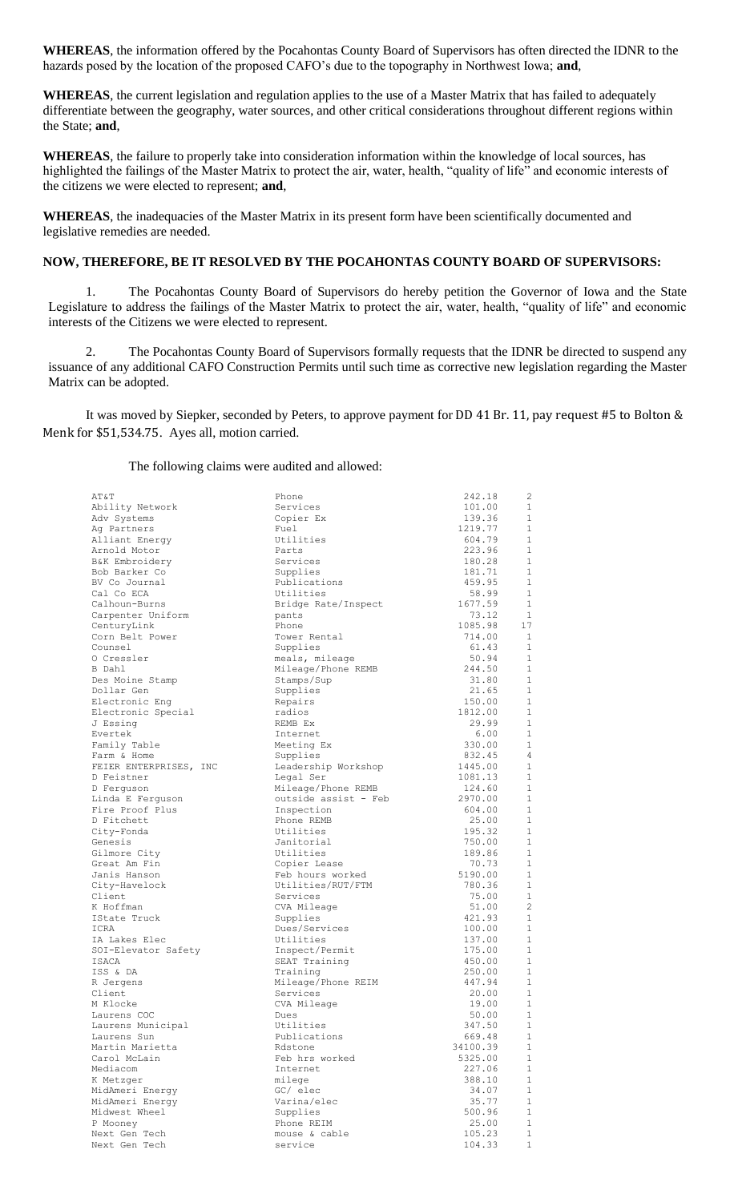**WHEREAS**, the information offered by the Pocahontas County Board of Supervisors has often directed the IDNR to the hazards posed by the location of the proposed CAFO's due to the topography in Northwest Iowa; **and**,

**WHEREAS**, the current legislation and regulation applies to the use of a Master Matrix that has failed to adequately differentiate between the geography, water sources, and other critical considerations throughout different regions within the State; **and**,

**WHEREAS**, the failure to properly take into consideration information within the knowledge of local sources, has highlighted the failings of the Master Matrix to protect the air, water, health, "quality of life" and economic interests of the citizens we were elected to represent; **and**,

**WHEREAS**, the inadequacies of the Master Matrix in its present form have been scientifically documented and legislative remedies are needed.

**NOW, THEREFORE, BE IT RESOLVED BY THE POCAHONTAS COUNTY BOARD OF SUPERVISORS:**

1. The Pocahontas County Board of Supervisors do hereby petition the Governor of Iowa and the State Legislature to address the failings of the Master Matrix to protect the air, water, health, "quality of life" and economic interests of the Citizens we were elected to represent.

2. The Pocahontas County Board of Supervisors formally requests that the IDNR be directed to suspend any issuance of any additional CAFO Construction Permits until such time as corrective new legislation regarding the Master Matrix can be adopted.

It was moved by Siepker, seconded by Peters, to approve payment for DD 41 Br. 11, pay request #5 to Bolton & Menk for $51,534.75. Ayes all, motion carried.

The following claims were audited and allowed:

| | | | |
|---|---|---|---|
| AT&T | Phone | 242.18 | 2 |
| Ability Network | Services | 101.00 | 1 |
| Adv Systems | Copier Ex | 139.36 | 1 |
| Ag Partners | Fuel | 1219.77 | 1 |
| Alliant Energy | Utilities | 604.79 | 1 |
| Arnold Motor | Parts | 223.96 | 1 |
| B&K Embroidery | Services | 180.28 | 1 |
| Bob Barker Co | Supplies | 181.71 | 1 |
| BV Co Journal | Publications | 459.95 | 1 |
| Cal Co ECA | Utilities | 58.99 | 1 |
| Calhoun-Burns | Bridge Rate/Inspect | 1677.59 | 1 |
| Carpenter Uniform | pants | 73.12 | 1 |
| CenturyLink | Phone | 1085.98 | 17 |
| Corn Belt Power | Tower Rental | 714.00 | 1 |
| Counsel | Supplies | 61.43 | 1 |
| O Cressler | meals, mileage | 50.94 | 1 |
| B Dahl | Mileage/Phone REMB | 244.50 | 1 |
| Des Moine Stamp | Stamps/Sup | 31.80 | 1 |
| Dollar Gen | Supplies | 21.65 | 1 |
| Electronic Eng | Repairs | 150.00 | 1 |
| Electronic Special | radios | 1812.00 | 1 |
| J Essing | REMB Ex | 29.99 | 1 |
| Evertek | Internet | 6.00 | 1 |
| Family Table | Meeting Ex | 330.00 | 1 |
| Farm & Home | Supplies | 832.45 | 4 |
| FEIER ENTERPRISES, INC | Leadership Workshop | 1445.00 | 1 |
| D Feistner | Legal Ser | 1081.13 | 1 |
| D Ferguson | Mileage/Phone REMB | 124.60 | 1 |
| Linda E Ferguson | outside assist - Feb | 2970.00 | 1 |
| Fire Proof Plus | Inspection | 604.00 | 1 |
| D Fitchett | Phone REMB | 25.00 | 1 |
| City-Fonda | Utilities | 195.32 | 1 |
| Genesis | Janitorial | 750.00 | 1 |
| Gilmore City | Utilities | 189.86 | 1 |
| Great Am Fin | Copier Lease | 70.73 | 1 |
| Janis Hanson | Feb hours worked | 5190.00 | 1 |
| City-Havelock | Utilities/RUT/FTM | 780.36 | 1 |
| Client | Services | 75.00 | 1 |
| K Hoffman | CVA Mileage | 51.00 | 2 |
| IState Truck | Supplies | 421.93 | 1 |
| ICRA | Dues/Services | 100.00 | 1 |
| IA Lakes Elec | Utilities | 137.00 | 1 |
| SOI-Elevator Safety | Inspect/Permit | 175.00 | 1 |
| ISACA | SEAT Training | 450.00 | 1 |
| ISS & DA | Training | 250.00 | 1 |
| R Jergens | Mileage/Phone REIM | 447.94 | 1 |
| Client | Services | 20.00 | 1 |
| M Klocke | CVA Mileage | 19.00 | 1 |
| Laurens COC | Dues | 50.00 | 1 |
| Laurens Municipal | Utilities | 347.50 | 1 |
| Laurens Sun | Publications | 669.48 | 1 |
| Martin Marietta | Rdstone | 34100.39 | 1 |
| Carol McLain | Feb hrs worked | 5325.00 | 1 |
| Mediacom | Internet | 227.06 | 1 |
| K Metzger | milege | 388.10 | 1 |
| MidAmeri Energy | GC/ elec | 34.07 | 1 |
| MidAmeri Energy | Varina/elec | 35.77 | 1 |
| Midwest Wheel | Supplies | 500.96 | 1 |
| P Mooney | Phone REIM | 25.00 | 1 |
| Next Gen Tech | mouse & cable | 105.23 | 1 |
| Next Gen Tech | service | 104.33 | 1 |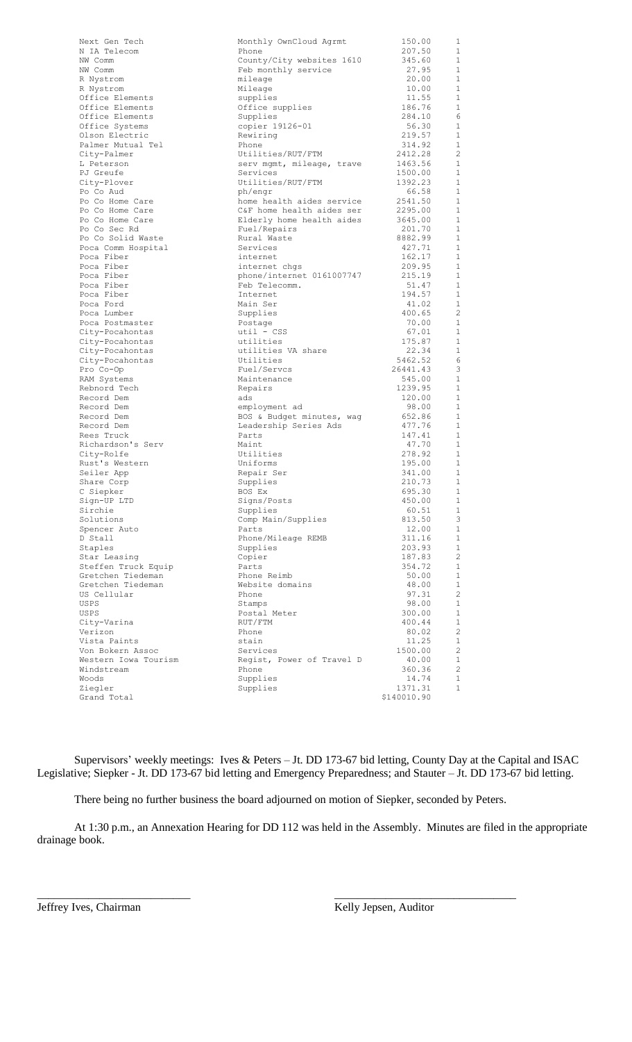| | | | |
|---|---|---|---|
| Next Gen Tech | Monthly OwnCloud Agrmt | 150.00 | 1 |
| N IA Telecom | Phone | 207.50 | 1 |
| NW Comm | County/City websites 1610 | 345.60 | 1 |
| NW Comm | Feb monthly service | 27.95 | 1 |
| R Nystrom | mileage | 20.00 | 1 |
| R Nystrom | Mileage | 10.00 | 1 |
| Office Elements | supplies | 11.55 | 1 |
| Office Elements | Office supplies | 186.76 | 1 |
| Office Elements | Supplies | 284.10 | 6 |
| Office Systems | copier 19126-01 | 56.30 | 1 |
| Olson Electric | Rewiring | 219.57 | 1 |
| Palmer Mutual Tel | Phone | 314.92 | 1 |
| City-Palmer | Utilities/RUT/FTM | 2412.28 | 2 |
| L Peterson | serv mgmt, mileage, trave | 1463.56 | 1 |
| PJ Greufe | Services | 1500.00 | 1 |
| City-Plover | Utilities/RUT/FTM | 1392.23 | 1 |
| Po Co Aud | ph/engr | 66.58 | 1 |
| Po Co Home Care | home health aides service | 2541.50 | 1 |
| Po Co Home Care | C&F home health aides ser | 2295.00 | 1 |
| Po Co Home Care | Elderly home health aides | 3645.00 | 1 |
| Po Co Sec Rd | Fuel/Repairs | 201.70 | 1 |
| Po Co Solid Waste | Rural Waste | 8882.99 | 1 |
| Poca Comm Hospital | Services | 427.71 | 1 |
| Poca Fiber | internet | 162.17 | 1 |
| Poca Fiber | internet chgs | 209.95 | 1 |
| Poca Fiber | phone/internet 0161007747 | 215.19 | 1 |
| Poca Fiber | Feb Telecomm. | 51.47 | 1 |
| Poca Fiber | Internet | 194.57 | 1 |
| Poca Ford | Main Ser | 41.02 | 1 |
| Poca Lumber | Supplies | 400.65 | 2 |
| Poca Postmaster | Postage | 70.00 | 1 |
| City-Pocahontas | util - CSS | 67.01 | 1 |
| City-Pocahontas | utilities | 175.87 | 1 |
| City-Pocahontas | utilities VA share | 22.34 | 1 |
| City-Pocahontas | Utilities | 5462.52 | 6 |
| Pro Co-Op | Fuel/Servcs | 26441.43 | 3 |
| RAM Systems | Maintenance | 545.00 | 1 |
| Rebnord Tech | Repairs | 1239.95 | 1 |
| Record Dem | ads | 120.00 | 1 |
| Record Dem | employment ad | 98.00 | 1 |
| Record Dem | BOS & Budget minutes, wag | 652.86 | 1 |
| Record Dem | Leadership Series Ads | 477.76 | 1 |
| Rees Truck | Parts | 147.41 | 1 |
| Richardson's Serv | Maint | 47.70 | 1 |
| City-Rolfe | Utilities | 278.92 | 1 |
| Rust's Western | Uniforms | 195.00 | 1 |
| Seiler App | Repair Ser | 341.00 | 1 |
| Share Corp | Supplies | 210.73 | 1 |
| C Siepker | BOS Ex | 695.30 | 1 |
| Sign-UP LTD | Signs/Posts | 450.00 | 1 |
| Sirchie | Supplies | 60.51 | 1 |
| Solutions | Comp Main/Supplies | 813.50 | 3 |
| Spencer Auto | Parts | 12.00 | 1 |
| D Stall | Phone/Mileage REMB | 311.16 | 1 |
| Staples | Supplies | 203.93 | 1 |
| Star Leasing | Copier | 187.83 | 2 |
| Steffen Truck Equip | Parts | 354.72 | 1 |
| Gretchen Tiedeman | Phone Reimb | 50.00 | 1 |
| Gretchen Tiedeman | Website domains | 48.00 | 1 |
| US Cellular | Phone | 97.31 | 2 |
| USPS | Stamps | 98.00 | 1 |
| USPS | Postal Meter | 300.00 | 1 |
| City-Varina | RUT/FTM | 400.44 | 1 |
| Verizon | Phone | 80.02 | 2 |
| Vista Paints | stain | 11.25 | 1 |
| Von Bokern Assoc | Services | 1500.00 | 2 |
| Western Iowa Tourism | Regist, Power of Travel D | 40.00 | 1 |
| Windstream | Phone | 360.36 | 2 |
| Woods | Supplies | 14.74 | 1 |
| Ziegler | Supplies | 1371.31 | 1 |
| Grand Total | | $140010.90 | |

Supervisors' weekly meetings: Ives & Peters – Jt. DD 173-67 bid letting, County Day at the Capital and ISAC Legislative; Siepker - Jt. DD 173-67 bid letting and Emergency Preparedness; and Stauter – Jt. DD 173-67 bid letting.

There being no further business the board adjourned on motion of Siepker, seconded by Peters.

At 1:30 p.m., an Annexation Hearing for DD 112 was held in the Assembly. Minutes are filed in the appropriate drainage book.

\_\_\_\_\_\_\_\_\_\_\_\_\_\_\_\_\_\_\_\_\_\_\_\_\_\_\_ \_\_\_\_\_\_\_\_\_\_\_\_\_\_\_\_\_\_\_\_\_\_\_\_\_\_\_\_\_\_\_\_

Jeffrey Ives, Chairman Kelly Jepsen, Auditor